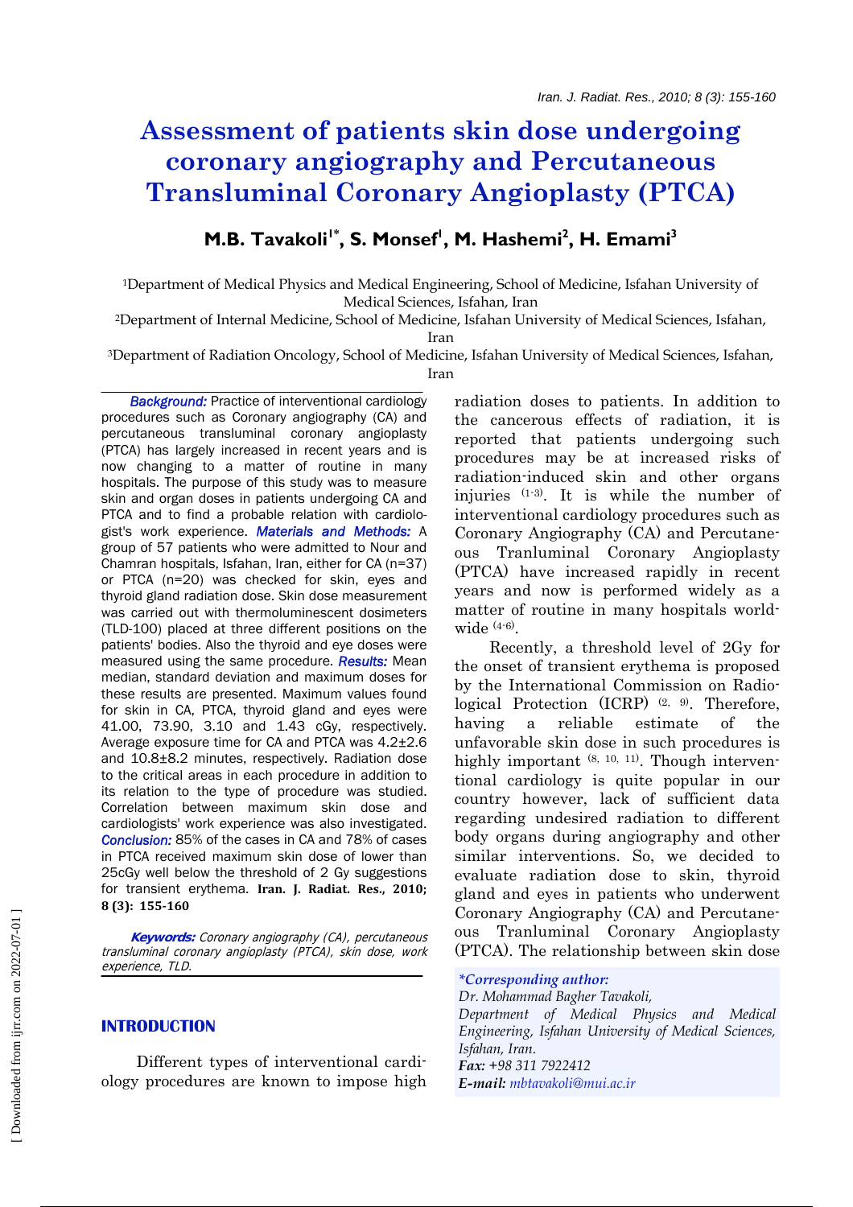# Assessment of patients skin dose undergoing coronary angiography and Percutaneous Transluminal Coronary Angioplasty (PTCA)

**M.B. Tavakoli[1*], S. Monsef[1], M. Hashemi[2], H. Emami[3]**

[1]Department of Medical Physics and Medical Engineering, School of Medicine, Isfahan University of Medical Sciences, Isfahan, Iran

[2]Department of Internal Medicine, School of Medicine, Isfahan University of Medical Sciences, Isfahan, Iran

[3]Department of Radiation Oncology, School of Medicine, Isfahan University of Medical Sciences, Isfahan, Iran

***Background:*** Practice of interventional cardiology procedures such as Coronary angiography (CA) and percutaneous transluminal coronary angioplasty (PTCA) has largely increased in recent years and is now changing to a matter of routine in many hospitals. The purpose of this study was to measure skin and organ doses in patients undergoing CA and PTCA and to find a probable relation with cardiologist's work experience. ***Materials and Methods:*** A group of 57 patients who were admitted to Nour and Chamran hospitals, Isfahan, Iran, either for CA (n=37) or PTCA (n=20) was checked for skin, eyes and thyroid gland radiation dose. Skin dose measurement was carried out with thermoluminescent dosimeters (TLD-100) placed at three different positions on the patients' bodies. Also the thyroid and eye doses were measured using the same procedure. ***Results:*** Mean median, standard deviation and maximum doses for these results are presented. Maximum values found for skin in CA, PTCA, thyroid gland and eyes were 41.00, 73.90, 3.10 and 1.43 cGy, respectively. Average exposure time for CA and PTCA was 4.2±2.6 and 10.8±8.2 minutes, respectively. Radiation dose to the critical areas in each procedure in addition to its relation to the type of procedure was studied. Correlation between maximum skin dose and cardiologists' work experience was also investigated. ***Conclusion:*** 85% of the cases in CA and 78% of cases in PTCA received maximum skin dose of lower than 25cGy well below the threshold of 2 Gy suggestions for transient erythema. **Iran. J. Radiat. Res., 2010; 8 (3): 155-160**

***Keywords:*** *Coronary angiography (CA), percutaneous transluminal coronary angioplasty (PTCA), skin dose, work experience, TLD.*

## INTRODUCTION

Different types of interventional cardiology procedures are known to impose high radiation doses to patients. In addition to the cancerous effects of radiation, it is reported that patients undergoing such procedures may be at increased risks of radiation-induced skin and other organs injuries [1-3]. It is while the number of interventional cardiology procedures such as Coronary Angiography (CA) and Percutaneous Tranluminal Coronary Angioplasty (PTCA) have increased rapidly in recent years and now is performed widely as a matter of routine in many hospitals worldwide [4-6].

Recently, a threshold level of 2Gy for the onset of transient erythema is proposed by the International Commission on Radiological Protection (ICRP) [2, 9]. Therefore, having a reliable estimate of the unfavorable skin dose in such procedures is highly important [8, 10, 11]. Though interventional cardiology is quite popular in our country however, lack of sufficient data regarding undesired radiation to different body organs during angiography and other similar interventions. So, we decided to evaluate radiation dose to skin, thyroid gland and eyes in patients who underwent Coronary Angiography (CA) and Percutaneous Tranluminal Coronary Angioplasty (PTCA). The relationship between skin dose

****Corresponding author:***
*Dr. Mohammad Bagher Tavakoli,*
*Department of Medical Physics and Medical Engineering, Isfahan University of Medical Sciences, Isfahan, Iran.*
***Fax:*** *+98 311 7922412*
***E-mail:*** *mbtavakoli@mui.ac.ir*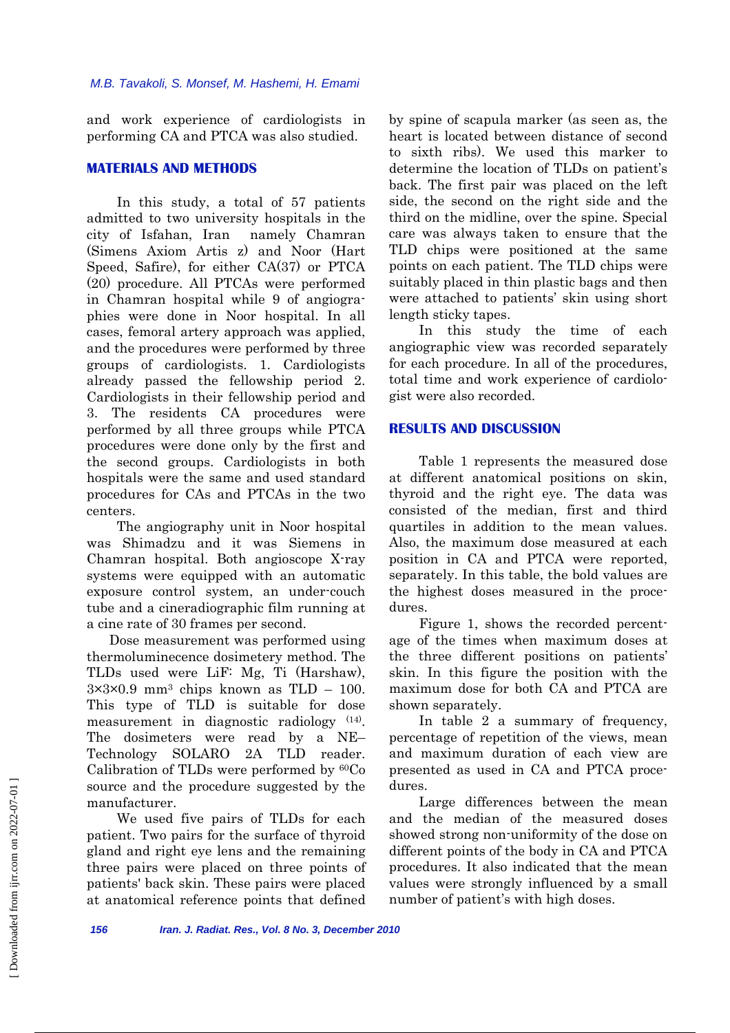and work experience of cardiologists in performing CA and PTCA was also studied.

## MATERIALS AND METHODS

In this study, a total of 57 patients admitted to two university hospitals in the city of Isfahan, Iran namely Chamran (Simens Axiom Artis z) and Noor (Hart Speed, Safire), for either CA(37) or PTCA (20) procedure. All PTCAs were performed in Chamran hospital while 9 of angiographies were done in Noor hospital. In all cases, femoral artery approach was applied, and the procedures were performed by three groups of cardiologists. 1. Cardiologists already passed the fellowship period 2. Cardiologists in their fellowship period and 3. The residents CA procedures were performed by all three groups while PTCA procedures were done only by the first and the second groups. Cardiologists in both hospitals were the same and used standard procedures for CAs and PTCAs in the two centers.

The angiography unit in Noor hospital was Shimadzu and it was Siemens in Chamran hospital. Both angioscope X-ray systems were equipped with an automatic exposure control system, an under-couch tube and a cineradiographic film running at a cine rate of 30 frames per second.

Dose measurement was performed using thermoluminecence dosimetery method. The TLDs used were LiF: Mg, Ti (Harshaw), 3×3×0.9 $mm^3$ chips known as TLD – 100. This type of TLD is suitable for dose measurement in diagnostic radiology [14]. The dosimeters were read by a NE–Technology SOLARO 2A TLD reader. Calibration of TLDs were performed by $^{60}$Co source and the procedure suggested by the manufacturer.

We used five pairs of TLDs for each patient. Two pairs for the surface of thyroid gland and right eye lens and the remaining three pairs were placed on three points of patients' back skin. These pairs were placed at anatomical reference points that defined by spine of scapula marker (as seen as, the heart is located between distance of second to sixth ribs). We used this marker to determine the location of TLDs on patient's back. The first pair was placed on the left side, the second on the right side and the third on the midline, over the spine. Special care was always taken to ensure that the TLD chips were positioned at the same points on each patient. The TLD chips were suitably placed in thin plastic bags and then were attached to patients' skin using short length sticky tapes.

In this study the time of each angiographic view was recorded separately for each procedure. In all of the procedures, total time and work experience of cardiologist were also recorded.

## RESULTS AND DISCUSSION

Table 1 represents the measured dose at different anatomical positions on skin, thyroid and the right eye. The data was consisted of the median, first and third quartiles in addition to the mean values. Also, the maximum dose measured at each position in CA and PTCA were reported, separately. In this table, the bold values are the highest doses measured in the procedures.

Figure 1, shows the recorded percentage of the times when maximum doses at the three different positions on patients' skin. In this figure the position with the maximum dose for both CA and PTCA are shown separately.

In table 2 a summary of frequency, percentage of repetition of the views, mean and maximum duration of each view are presented as used in CA and PTCA procedures.

Large differences between the mean and the median of the measured doses showed strong non-uniformity of the dose on different points of the body in CA and PTCA procedures. It also indicated that the mean values were strongly influenced by a small number of patient's with high doses.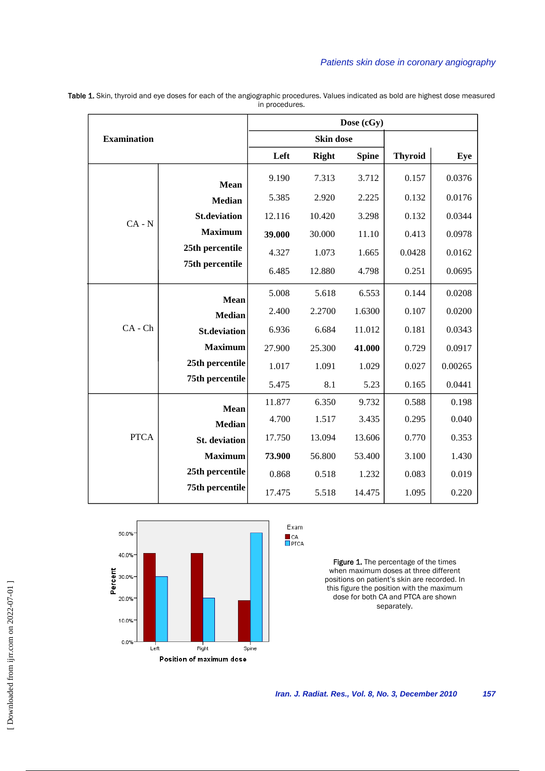Table 1. Skin, thyroid and eye doses for each of the angiographic procedures. Values indicated as bold are highest dose measured in procedures.

| Examination | | Dose (cGy) | | | | |
|---|---|---|---|---|---|---|
| | | Skin dose | | | | |
| | | Left | Right | Spine | Thyroid | Eye |
| CA - N | Mean | 9.190 | 7.313 | 3.712 | 0.157 | 0.0376 |
| | Median | 5.385 | 2.920 | 2.225 | 0.132 | 0.0176 |
| | St.deviation | 12.116 | 10.420 | 3.298 | 0.132 | 0.0344 |
| | Maximum | **39.000** | 30.000 | 11.10 | 0.413 | 0.0978 |
| | 25th percentile | 4.327 | 1.073 | 1.665 | 0.0428 | 0.0162 |
| | 75th percentile | 6.485 | 12.880 | 4.798 | 0.251 | 0.0695 |
| CA - Ch | Mean | 5.008 | 5.618 | 6.553 | 0.144 | 0.0208 |
| | Median | 2.400 | 2.2700 | 1.6300 | 0.107 | 0.0200 |
| | St.deviation | 6.936 | 6.684 | 11.012 | 0.181 | 0.0343 |
| | Maximum | 27.900 | 25.300 | **41.000** | 0.729 | 0.0917 |
| | 25th percentile | 1.017 | 1.091 | 1.029 | 0.027 | 0.00265 |
| | 75th percentile | 5.475 | 8.1 | 5.23 | 0.165 | 0.0441 |
| PTCA | Mean | 11.877 | 6.350 | 9.732 | 0.588 | 0.198 |
| | Median | 4.700 | 1.517 | 3.435 | 0.295 | 0.040 |
| | St. deviation | 17.750 | 13.094 | 13.606 | 0.770 | 0.353 |
| | Maximum | **73.900** | 56.800 | 53.400 | 3.100 | 1.430 |
| | 25th percentile | 0.868 | 0.518 | 1.232 | 0.083 | 0.019 |
| | 75th percentile | 17.475 | 5.518 | 14.475 | 1.095 | 0.220 |

Figure 1. The percentage of the times when maximum doses at three different positions on patient's skin are recorded. In this figure the position with the maximum dose for both CA and PTCA are shown separately.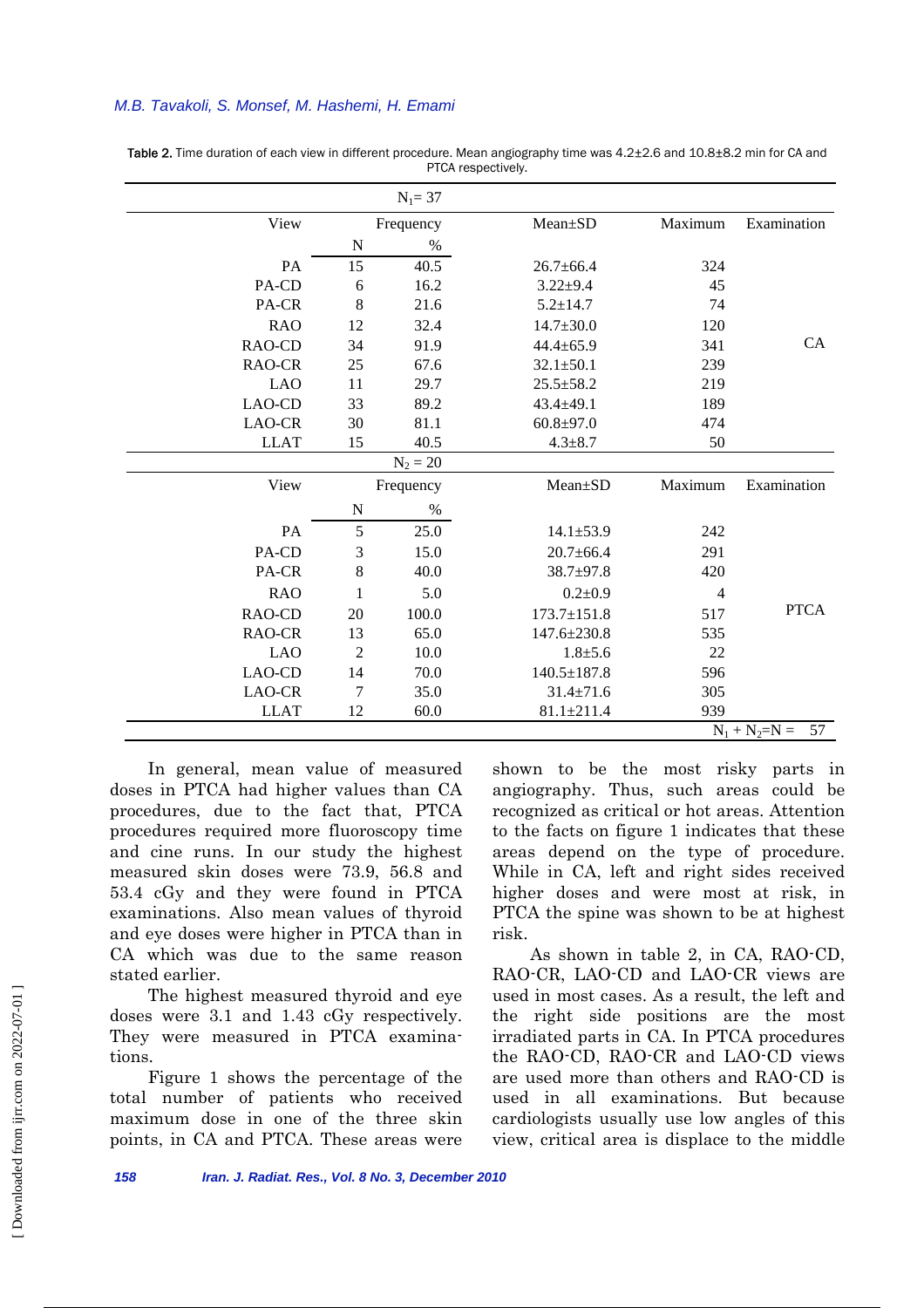Table 2. Time duration of each view in different procedure. Mean angiography time was 4.2±2.6 and 10.8±8.2 min for CA and PTCA respectively.

| View | Frequency N | Frequency % | Mean±SD | Maximum | Examination |
|---|---|---|---|---|---|
| | | $N_1$= 37 | | | |
| PA | 15 | 40.5 | 26.7±66.4 | 324 | CA |
| PA-CD | 6 | 16.2 | 3.22±9.4 | 45 | |
| PA-CR | 8 | 21.6 | 5.2±14.7 | 74 | |
| RAO | 12 | 32.4 | 14.7±30.0 | 120 | |
| RAO-CD | 34 | 91.9 | 44.4±65.9 | 341 | |
| RAO-CR | 25 | 67.6 | 32.1±50.1 | 239 | |
| LAO | 11 | 29.7 | 25.5±58.2 | 219 | |
| LAO-CD | 33 | 89.2 | 43.4±49.1 | 189 | |
| LAO-CR | 30 | 81.1 | 60.8±97.0 | 474 | |
| LLAT | 15 | 40.5 | 4.3±8.7 | 50 | |
| | | $N_2$ = 20 | | | |
| PA | 5 | 25.0 | 14.1±53.9 | 242 | PTCA |
| PA-CD | 3 | 15.0 | 20.7±66.4 | 291 | |
| PA-CR | 8 | 40.0 | 38.7±97.8 | 420 | |
| RAO | 1 | 5.0 | 0.2±0.9 | 4 | |
| RAO-CD | 20 | 100.0 | 173.7±151.8 | 517 | |
| RAO-CR | 13 | 65.0 | 147.6±230.8 | 535 | |
| LAO | 2 | 10.0 | 1.8±5.6 | 22 | |
| LAO-CD | 14 | 70.0 | 140.5±187.8 | 596 | |
| LAO-CR | 7 | 35.0 | 31.4±71.6 | 305 | |
| LLAT | 12 | 60.0 | 81.1±211.4 | 939 | |
| | | | | | $N_1 + N_2$=N = 57 |

In general, mean value of measured doses in PTCA had higher values than CA procedures, due to the fact that, PTCA procedures required more fluoroscopy time and cine runs. In our study the highest measured skin doses were 73.9, 56.8 and 53.4 cGy and they were found in PTCA examinations. Also mean values of thyroid and eye doses were higher in PTCA than in CA which was due to the same reason stated earlier.

The highest measured thyroid and eye doses were 3.1 and 1.43 cGy respectively. They were measured in PTCA examinations.

Figure 1 shows the percentage of the total number of patients who received maximum dose in one of the three skin points, in CA and PTCA. These areas were shown to be the most risky parts in angiography. Thus, such areas could be recognized as critical or hot areas. Attention to the facts on figure 1 indicates that these areas depend on the type of procedure. While in CA, left and right sides received higher doses and were most at risk, in PTCA the spine was shown to be at highest risk.

As shown in table 2, in CA, RAO-CD, RAO-CR, LAO-CD and LAO-CR views are used in most cases. As a result, the left and the right side positions are the most irradiated parts in CA. In PTCA procedures the RAO-CD, RAO-CR and LAO-CD views are used more than others and RAO-CD is used in all examinations. But because cardiologists usually use low angles of this view, critical area is displace to the middle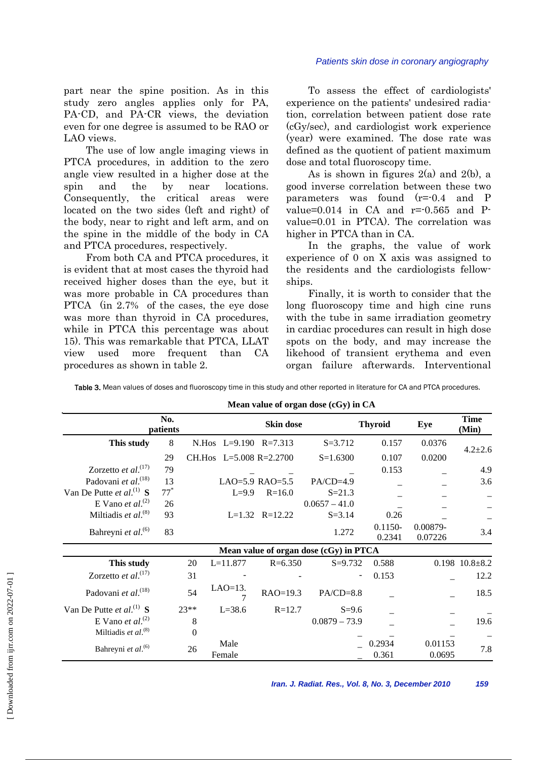part near the spine position. As in this study zero angles applies only for PA, PA-CD, and PA-CR views, the deviation even for one degree is assumed to be RAO or LAO views.

The use of low angle imaging views in PTCA procedures, in addition to the zero angle view resulted in a higher dose at the spin and the by near locations. Consequently, the critical areas were located on the two sides (left and right) of the body, near to right and left arm, and on the spine in the middle of the body in CA and PTCA procedures, respectively.

From both CA and PTCA procedures, it is evident that at most cases the thyroid had received higher doses than the eye, but it was more probable in CA procedures than PTCA (in 2.7% of the cases, the eye dose was more than thyroid in CA procedures, while in PTCA this percentage was about 15). This was remarkable that PTCA, LLAT view used more frequent than CA procedures as shown in table 2.

To assess the effect of cardiologists' experience on the patients' undesired radiation, correlation between patient dose rate (cGy/sec), and cardiologist work experience (year) were examined. The dose rate was defined as the quotient of patient maximum dose and total fluoroscopy time.

As is shown in figures 2(a) and 2(b), a good inverse correlation between these two parameters was found (r=-0.4 and P value=0.014 in CA and r=-0.565 and P-value=0.01 in PTCA). The correlation was higher in PTCA than in CA.

In the graphs, the value of work experience of 0 on X axis was assigned to the residents and the cardiologists fellowships.

Finally, it is worth to consider that the long fluoroscopy time and high cine runs with the tube in same irradiation geometry in cardiac procedures can result in high dose spots on the body, and may increase the likehood of transient erythema and even organ failure afterwards. Interventional

**Table 3.** Mean values of doses and fluoroscopy time in this study and other reported in literature for CA and PTCA procedures.

| | No. patients | | Skin dose | | | Thyroid | Eye | Time (Min) |
|---|---|---|---|---|---|---|---|---|
| **Mean value of organ dose (cGy) in CA** | | | | | | | | |
| **This study** | 8 | N.Hos | L=9.190 | R=7.313 | S=3.712 | 0.157 | 0.0376 | 4.2±2.6 |
| | 29 | CH.Hos | L=5.008 | R=2.2700 | S=1.6300 | 0.107 | 0.0200 | |
| Zorzetto *et al.*[17] | 79 | | _ | _ | _ | 0.153 | _ | 4.9 |
| Padovani *et al.*[18] | 13 | | LAO=5.9 | RAO=5.5 | PA/CD=4.9 | _ | _ | 3.6 |
| Van De Putte *et al.*[1] **S** | 77* | | L=9.9 | R=16.0 | S=21.3 | _ | _ | _ |
| E Vano *et al.*[2] | 26 | | | | 0.0657 – 41.0 | _ | _ | _ |
| Miltiadis *et al.*[8] | 93 | | L=1.32 | R=12.22 | S=3.14 | 0.26 | _ | _ |
| Bahreyni *et al.*[6] | 83 | | | | 1.272 | 0.1150-0.2341 | 0.00879-0.07226 | 3.4 |
| **Mean value of organ dose (cGy) in PTCA** | | | | | | | | |
| **This study** | 20 | | L=11.877 | R=6.350 | S=9.732 | 0.588 | 0.198 | 10.8±8.2 |
| Zorzetto *et al.*[17] | 31 | | - | - | - | 0.153 | _ | 12.2 |
| Padovani *et al.*[18] | 54 | | LAO=13.7 | RAO=19.3 | PA/CD=8.8 | _ | _ | 18.5 |
| Van De Putte *et al.*[1] **S** | 23** | | L=38.6 | R=12.7 | S=9.6 | _ | _ | _ |
| E Vano *et al.*[2] | 8 | | | | 0.0879 – 73.9 | _ | _ | 19.6 |
| Miltiadis *et al.*[8] | 0 | | | | _ | _ | _ | _ |
| Bahreyni *et al.*[6] | 26 | | Male | | _ | 0.2934 | 0.01153 | 7.8 |
| | | | Female | | _ | 0.361 | 0.0695 | |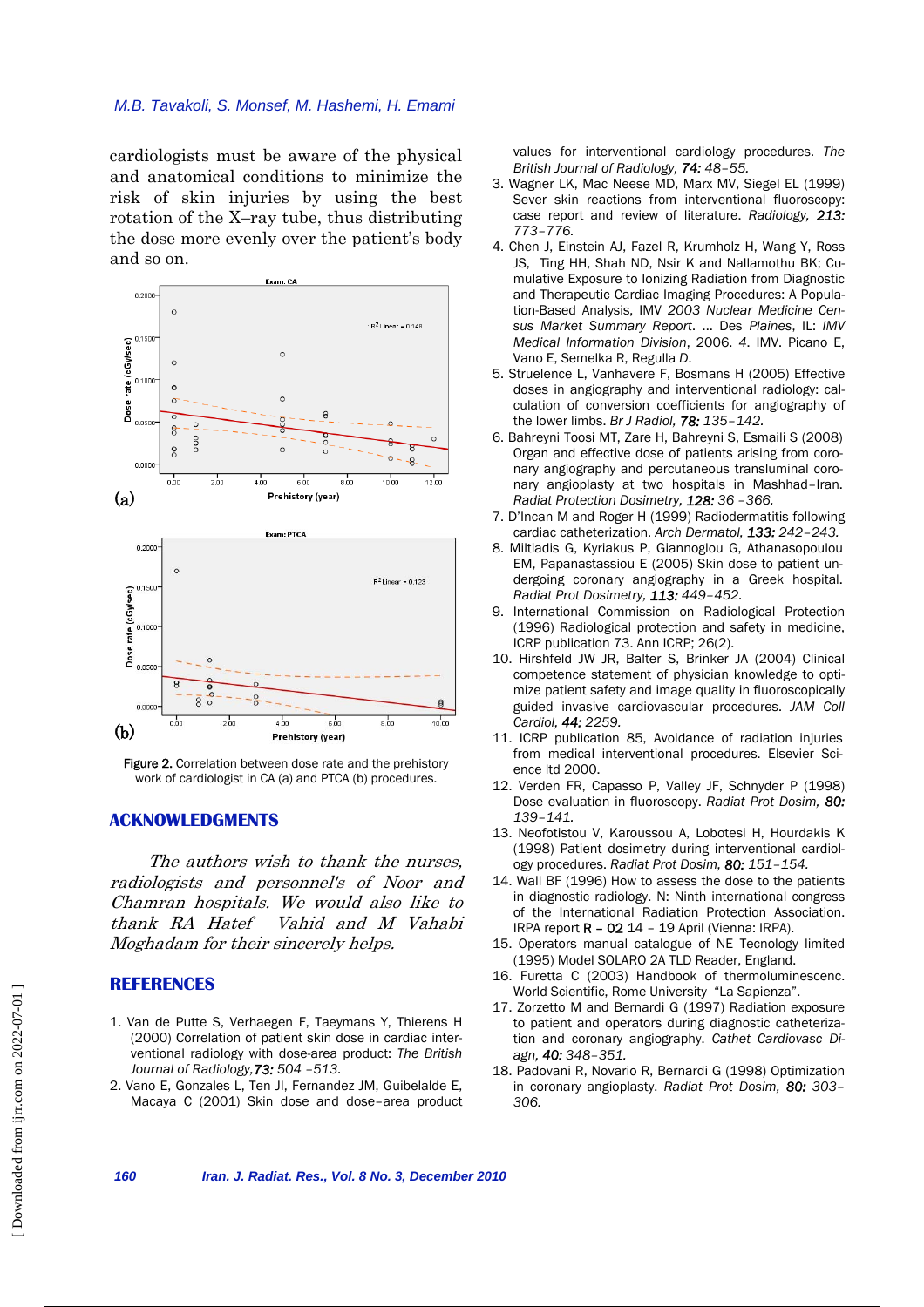cardiologists must be aware of the physical and anatomical conditions to minimize the risk of skin injuries by using the best rotation of the X–ray tube, thus distributing the dose more evenly over the patient's body and so on.

Exam: CA

0.2000
0.1500
0.1000
0.0500
0.0000

Dose rate (cGy/sec)

$R^2$ Linear = 0.148

0.00 2.00 4.00 6.00 8.00 10.00 12.00

Prehistory (year)

(a)

Exam: PTCA

0.2000
0.1500
0.1000
0.0500
0.0000

Dose rate (cGy/sec)

$R^2$ Linear = 0.123

0.00 2.00 4.00 6.00 8.00 10.00

Prehistory (year)

(b)

Figure 2. Correlation between dose rate and the prehistory work of cardiologist in CA (a) and PTCA (b) procedures.

## ACKNOWLEDGMENTS

*The authors wish to thank the nurses, radiologists and personnel's of Noor and Chamran hospitals. We would also like to thank RA Hatef Vahid and M Vahabi Moghadam for their sincerely helps.*

## REFERENCES

1. Van de Putte S, Verhaegen F, Taeymans Y, Thierens H (2000) Correlation of patient skin dose in cardiac interventional radiology with dose-area product: *The British Journal of Radiology,* ***73:*** *504 –513.*
2. Vano E, Gonzales L, Ten JI, Fernandez JM, Guibelalde E, Macaya C (2001) Skin dose and dose–area product values for interventional cardiology procedures. *The British Journal of Radiology,* ***74:*** *48–55.*
3. Wagner LK, Mac Neese MD, Marx MV, Siegel EL (1999) Sever skin reactions from interventional fluoroscopy: case report and review of literature. *Radiology,* ***213:*** *773–776.*
4. Chen J, Einstein AJ, Fazel R, Krumholz H, Wang Y, Ross JS, Ting HH, Shah ND, Nsir K and Nallamothu BK; Cumulative Exposure to Ionizing Radiation from Diagnostic and Therapeutic Cardiac Imaging Procedures: A Population-Based Analysis, IMV *2003 Nuclear Medicine Census Market Summary Report*. ... Des *Plaines*, IL: *IMV Medical Information Division*, 2006. *4*. IMV. Picano E, Vano E, Semelka R, Regulla *D*.
5. Struelence L, Vanhavere F, Bosmans H (2005) Effective doses in angiography and interventional radiology: calculation of conversion coefficients for angiography of the lower limbs. *Br J Radiol,* ***78:*** *135–142.*
6. Bahreyni Toosi MT, Zare H, Bahreyni S, Esmaili S (2008) Organ and effective dose of patients arising from coronary angiography and percutaneous transluminal coronary angioplasty at two hospitals in Mashhad–Iran. *Radiat Protect Dosimetry,* ***128:*** *36 –366.*
7. D'Incan M and Roger H (1999) Radiodermatitis following cardiac catheterization. *Arch Dermatol,* ***133:*** *242–243.*
8. Miltiadis G, Kyriakus P, Giannoglou G, Athanasopoulou EM, Papanastassiou E (2005) Skin dose to patient undergoing coronary angiography in a Greek hospital. *Radiat Prot Dosimetry,* ***113:*** *449–452.*
9. International Commission on Radiological Protection (1996) Radiological protection and safety in medicine, ICRP publication 73. Ann ICRP; 26(2).
10. Hirshfeld JW JR, Balter S, Brinker JA (2004) Clinical competence statement of physician knowledge to optimize patient safety and image quality in fluoroscopically guided invasive cardiovascular procedures. *JAM Coll Cardiol,* ***44:*** *2259.*
11. ICRP publication 85, Avoidance of radiation injuries from medical interventional procedures. Elsevier Science ltd 2000.
12. Verden FR, Capasso P, Valley JF, Schnyder P (1998) Dose evaluation in fluoroscopy. *Radiat Prot Dosim,* ***80:*** *139–141.*
13. Neofotistou V, Karoussou A, Lobotesi H, Hourdakis K (1998) Patient dosimetry during interventional cardiology procedures. *Radiat Prot Dosim,* ***80:*** *151–154.*
14. Wall BF (1996) How to assess the dose to the patients in diagnostic radiology. N: Ninth international congress of the International Radiation Protection Association. IRPA report **R – 02** 14 – 19 April (Vienna: IRPA).
15. Operators manual catalogue of NE Tecnology limited (1995) Model SOLARO 2A TLD Reader, England.
16. Furetta C (2003) Handbook of thermoluminescenc. World Scientific, Rome University "La Sapienza".
17. Zorzetto M and Bernardi G (1997) Radiation exposure to patient and operators during diagnostic catheterization and coronary angiography. *Cathet Cardiovasc Diagn,* ***40:*** *348–351.*
18. Padovani R, Novario R, Bernardi G (1998) Optimization in coronary angioplasty. *Radiat Prot Dosim,* ***80:*** *303–306.*